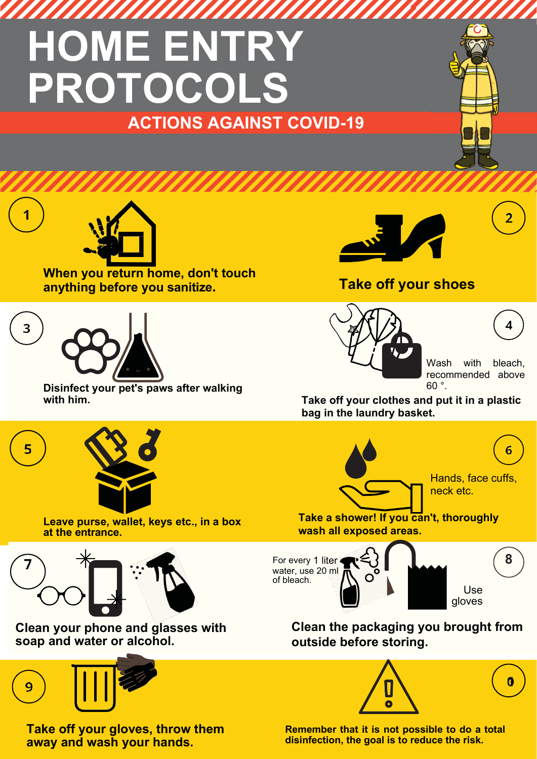# HOME ENTRY PROTOCOLS

## ACTIONS AGAINST COVID-19

1. **When you return home, don't touch anything before you sanitize.**

2. **Take off your shoes**

3. **Disinfect your pet's paws after walking with him.**

4. Wash with bleach, recommended above 60 °.

   **Take off your clothes and put it in a plastic bag in the laundry basket.**

5. **Leave purse, wallet, keys etc., in a box at the entrance.**

6. Hands, face cuffs, neck etc.

   **Take a shower! If you can't, thoroughly wash all exposed areas.**

7. **Clean your phone and glasses with soap and water or alcohol.**

8. For every 1 liter water, use 20 ml of bleach.

   Use gloves

   **Clean the packaging you brought from outside before storing.**

9. **Take off your gloves, throw them away and wash your hands.**

0. **Remember that it is not possible to do a total disinfection, the goal is to reduce the risk.**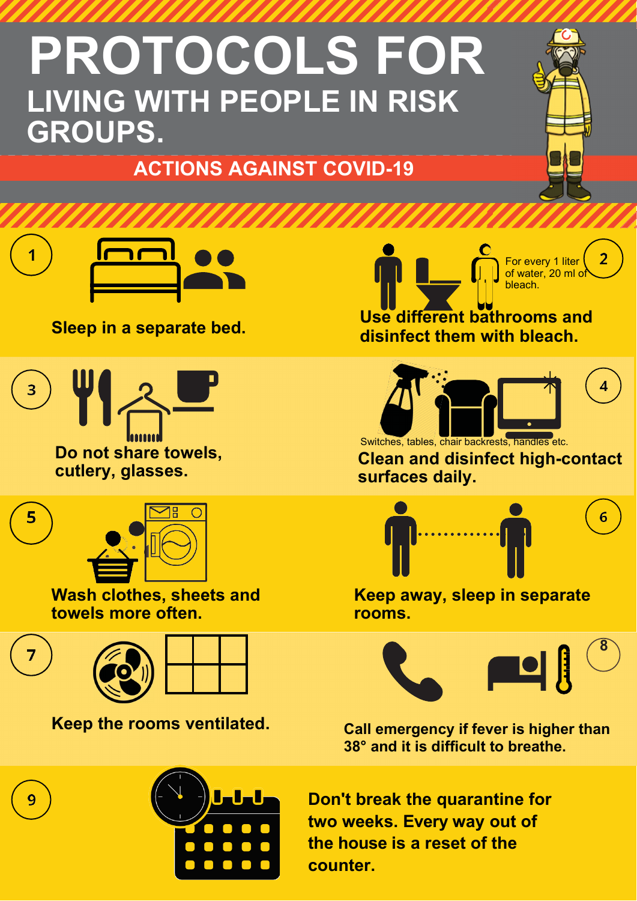# PROTOCOLS FOR

## LIVING WITH PEOPLE IN RISK GROUPS.

### ACTIONS AGAINST COVID-19

1. **Sleep in a separate bed.**

2. For every 1 liter of water, 20 ml of bleach.

   **Use different bathrooms and disinfect them with bleach.**

3. **Do not share towels, cutlery, glasses.**

4. Switches, tables, chair backrests, handles etc.

   **Clean and disinfect high-contact surfaces daily.**

5. **Wash clothes, sheets and towels more often.**

6. **Keep away, sleep in separate rooms.**

7. **Keep the rooms ventilated.**

8. **Call emergency if fever is higher than 38° and it is difficult to breathe.**

9. **Don't break the quarantine for two weeks. Every way out of the house is a reset of the counter.**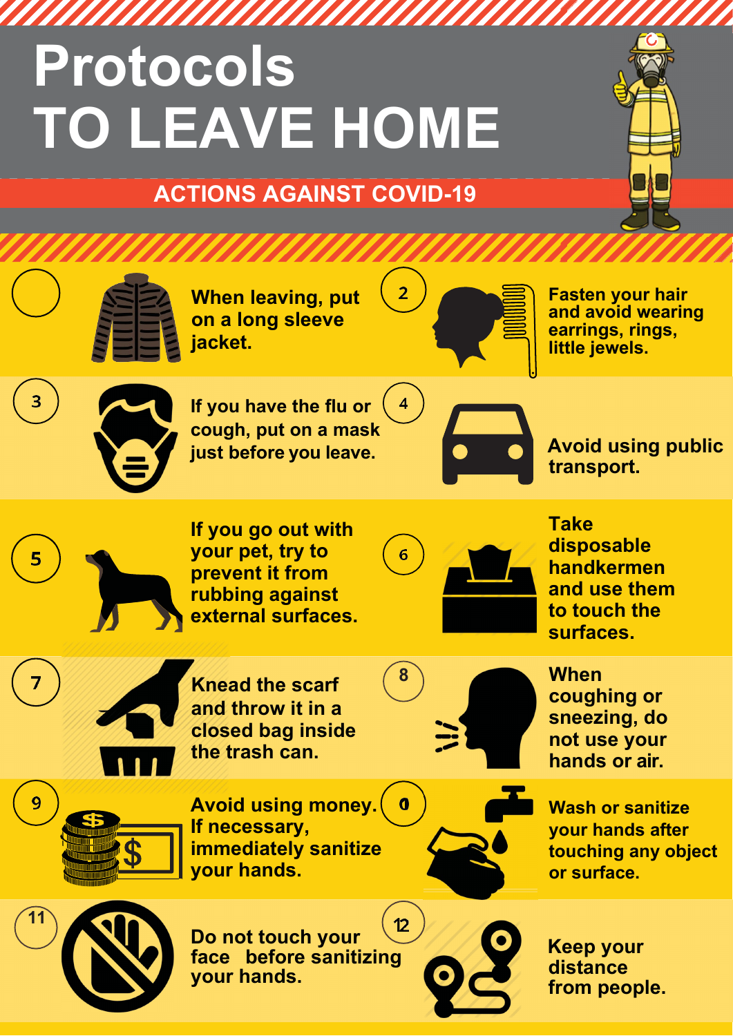# Protocols TO LEAVE HOME

## ACTIONS AGAINST COVID-19

1. When leaving, put on a long sleeve jacket.
2. Fasten your hair and avoid wearing earrings, rings, little jewels.
3. If you have the flu or cough, put on a mask just before you leave.
4. Avoid using public transport.
5. If you go out with your pet, try to prevent it from rubbing against external surfaces.
6. Take disposable handkermen and use them to touch the surfaces.
7. Knead the scarf and throw it in a closed bag inside the trash can.
8. When coughing or sneezing, do not use your hands or air.
9. Avoid using money. If necessary, immediately sanitize your hands.
10. Wash or sanitize your hands after touching any object or surface.
11. Do not touch your face before sanitizing your hands.
12. Keep your distance from people.